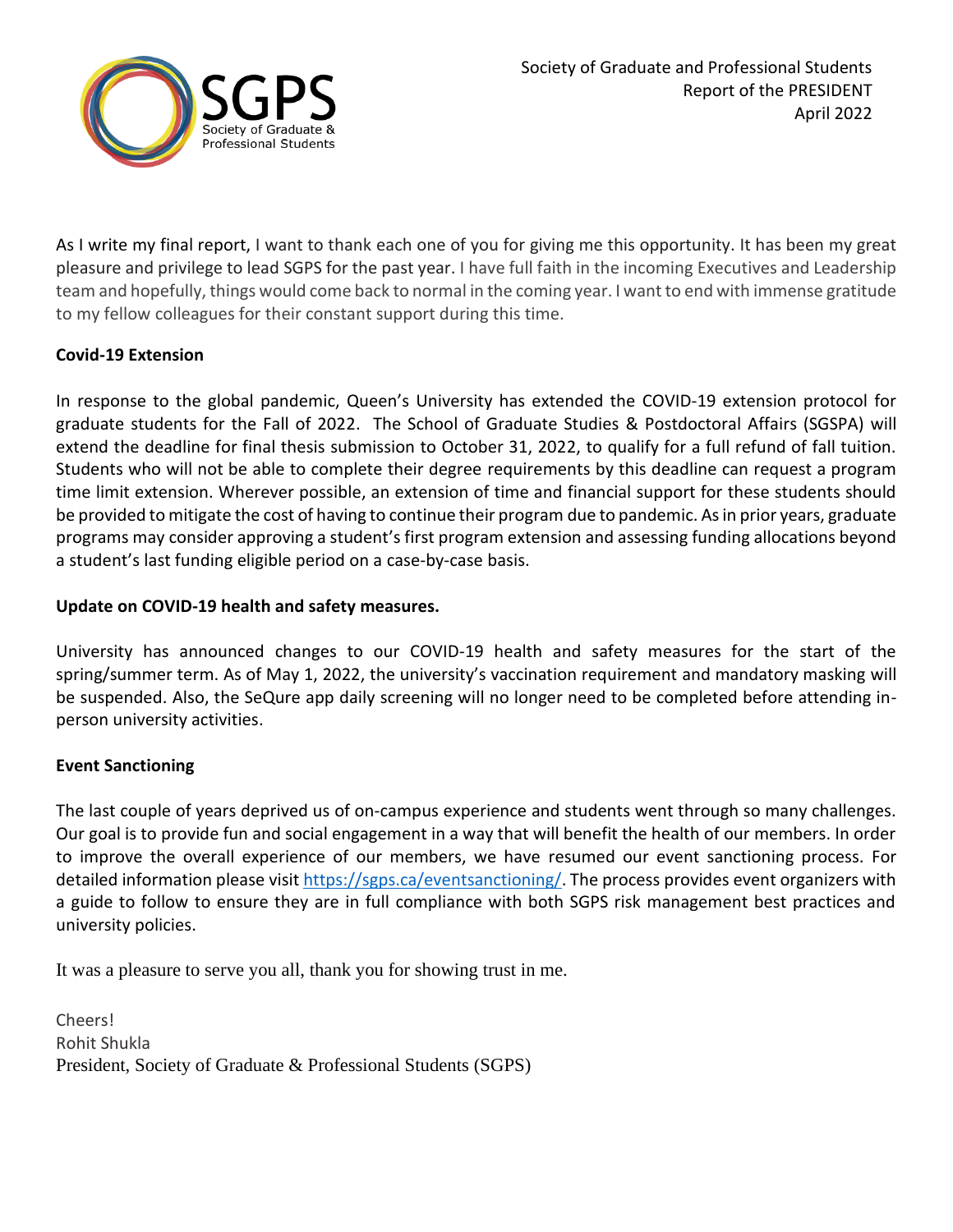Society of Graduate and Professional Students
Report of the PRESIDENT
April 2022

As I write my final report, I want to thank each one of you for giving me this opportunity. It has been my great pleasure and privilege to lead SGPS for the past year. I have full faith in the incoming Executives and Leadership team and hopefully, things would come back to normal in the coming year. I want to end with immense gratitude to my fellow colleagues for their constant support during this time.

**Covid-19 Extension**

In response to the global pandemic, Queen's University has extended the COVID-19 extension protocol for graduate students for the Fall of 2022. The School of Graduate Studies & Postdoctoral Affairs (SGSPA) will extend the deadline for final thesis submission to October 31, 2022, to qualify for a full refund of fall tuition. Students who will not be able to complete their degree requirements by this deadline can request a program time limit extension. Wherever possible, an extension of time and financial support for these students should be provided to mitigate the cost of having to continue their program due to pandemic. As in prior years, graduate programs may consider approving a student's first program extension and assessing funding allocations beyond a student's last funding eligible period on a case-by-case basis.

**Update on COVID-19 health and safety measures.**

University has announced changes to our COVID-19 health and safety measures for the start of the spring/summer term. As of May 1, 2022, the university's vaccination requirement and mandatory masking will be suspended. Also, the SeQure app daily screening will no longer need to be completed before attending in-person university activities.

**Event Sanctioning**

The last couple of years deprived us of on-campus experience and students went through so many challenges. Our goal is to provide fun and social engagement in a way that will benefit the health of our members. In order to improve the overall experience of our members, we have resumed our event sanctioning process. For detailed information please visit [https://sgps.ca/eventsanctioning/](https://sgps.ca/eventsanctioning/). The process provides event organizers with a guide to follow to ensure they are in full compliance with both SGPS risk management best practices and university policies.

It was a pleasure to serve you all, thank you for showing trust in me.

Cheers!
Rohit Shukla
President, Society of Graduate & Professional Students (SGPS)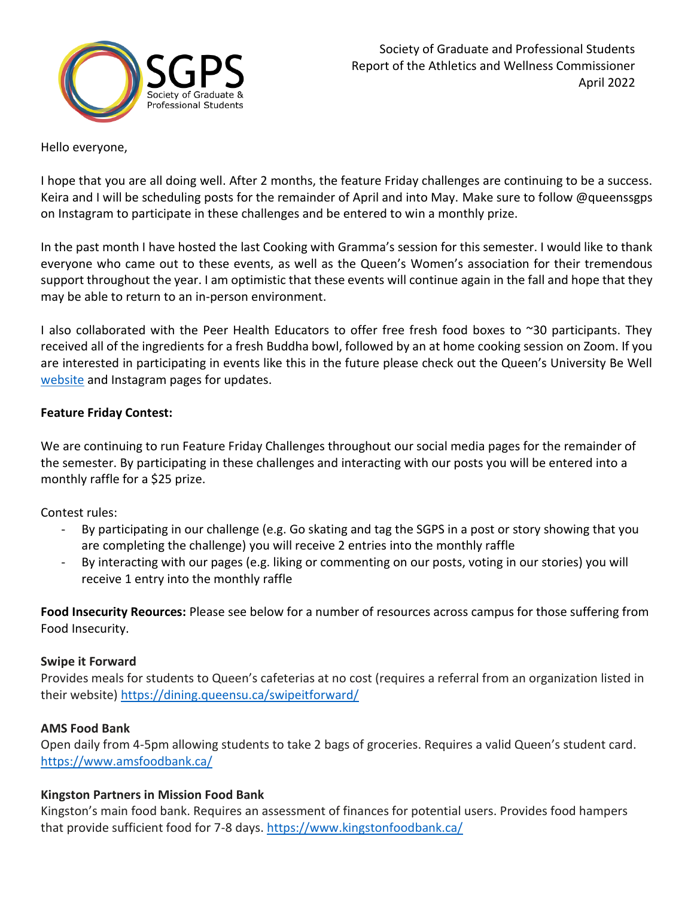Society of Graduate and Professional Students
Report of the Athletics and Wellness Commissioner
April 2022

Hello everyone,

I hope that you are all doing well. After 2 months, the feature Friday challenges are continuing to be a success. Keira and I will be scheduling posts for the remainder of April and into May. Make sure to follow @queenssgps on Instagram to participate in these challenges and be entered to win a monthly prize.

In the past month I have hosted the last Cooking with Gramma's session for this semester. I would like to thank everyone who came out to these events, as well as the Queen's Women's association for their tremendous support throughout the year. I am optimistic that these events will continue again in the fall and hope that they may be able to return to an in-person environment.

I also collaborated with the Peer Health Educators to offer free fresh food boxes to ~30 participants. They received all of the ingredients for a fresh Buddha bowl, followed by an at home cooking session on Zoom. If you are interested in participating in events like this in the future please check out the Queen's University Be Well website and Instagram pages for updates.

**Feature Friday Contest:**

We are continuing to run Feature Friday Challenges throughout our social media pages for the remainder of the semester. By participating in these challenges and interacting with our posts you will be entered into a monthly raffle for a $25 prize.

Contest rules:

- By participating in our challenge (e.g. Go skating and tag the SGPS in a post or story showing that you are completing the challenge) you will receive 2 entries into the monthly raffle
- By interacting with our pages (e.g. liking or commenting on our posts, voting in our stories) you will receive 1 entry into the monthly raffle

**Food Insecurity Reources:** Please see below for a number of resources across campus for those suffering from Food Insecurity.

**Swipe it Forward**
Provides meals for students to Queen's cafeterias at no cost (requires a referral from an organization listed in their website) https://dining.queensu.ca/swipeitforward/

**AMS Food Bank**
Open daily from 4-5pm allowing students to take 2 bags of groceries. Requires a valid Queen's student card. https://www.amsfoodbank.ca/

**Kingston Partners in Mission Food Bank**
Kingston's main food bank. Requires an assessment of finances for potential users. Provides food hampers that provide sufficient food for 7-8 days. https://www.kingstonfoodbank.ca/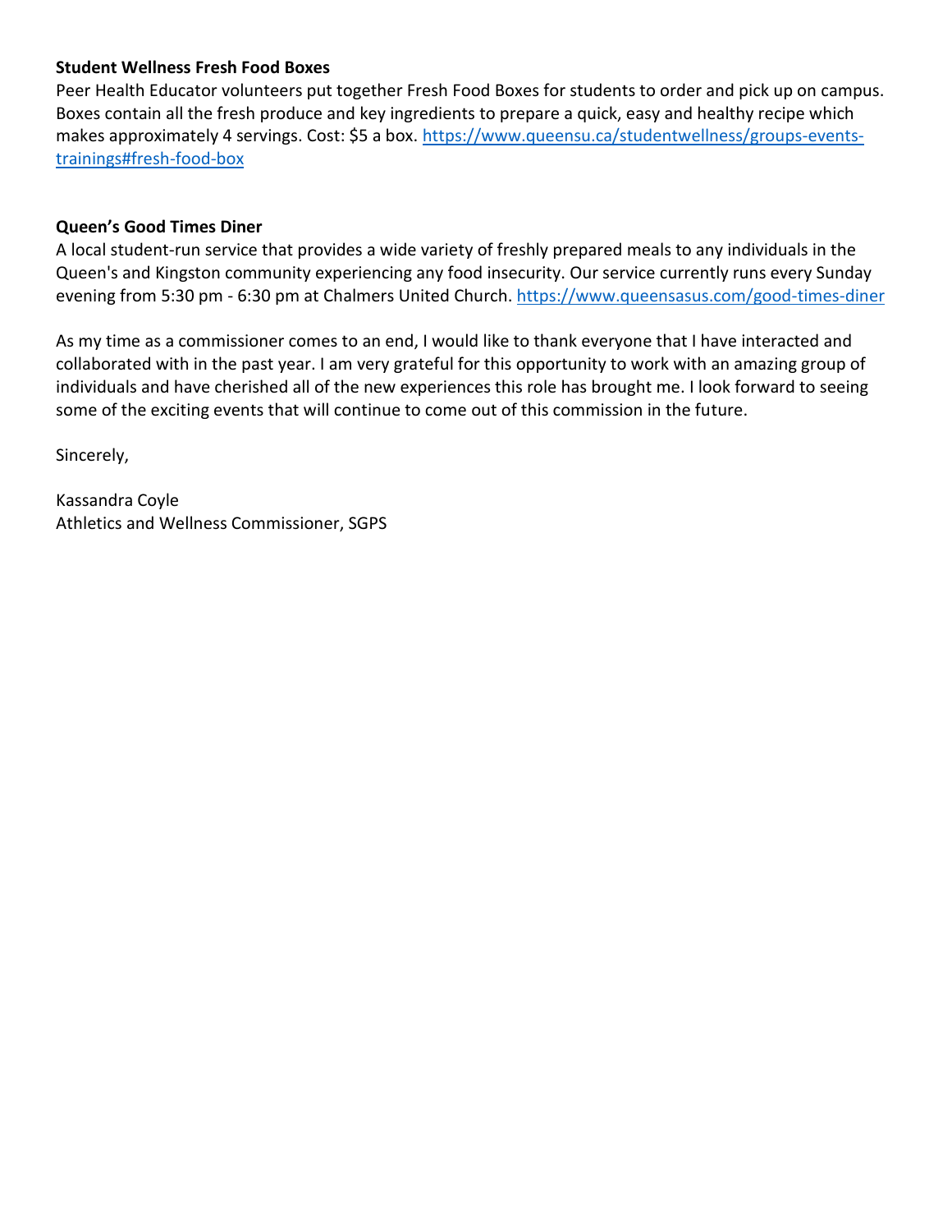**Student Wellness Fresh Food Boxes**

Peer Health Educator volunteers put together Fresh Food Boxes for students to order and pick up on campus. Boxes contain all the fresh produce and key ingredients to prepare a quick, easy and healthy recipe which makes approximately 4 servings. Cost: $5 a box. https://www.queensu.ca/studentwellness/groups-events-trainings#fresh-food-box

**Queen's Good Times Diner**

A local student-run service that provides a wide variety of freshly prepared meals to any individuals in the Queen's and Kingston community experiencing any food insecurity. Our service currently runs every Sunday evening from 5:30 pm - 6:30 pm at Chalmers United Church. https://www.queensasus.com/good-times-diner

As my time as a commissioner comes to an end, I would like to thank everyone that I have interacted and collaborated with in the past year. I am very grateful for this opportunity to work with an amazing group of individuals and have cherished all of the new experiences this role has brought me. I look forward to seeing some of the exciting events that will continue to come out of this commission in the future.

Sincerely,

Kassandra Coyle
Athletics and Wellness Commissioner, SGPS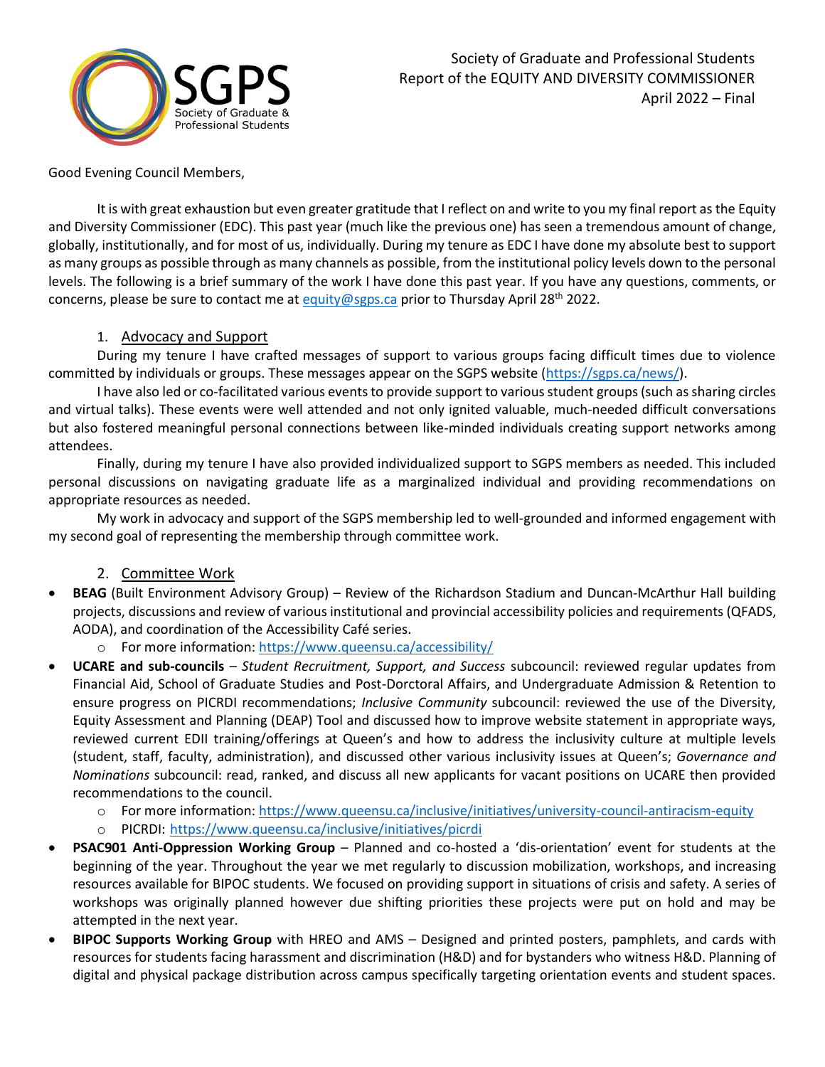Society of Graduate and Professional Students
Report of the EQUITY AND DIVERSITY COMMISSIONER
April 2022 – Final

Good Evening Council Members,

It is with great exhaustion but even greater gratitude that I reflect on and write to you my final report as the Equity and Diversity Commissioner (EDC). This past year (much like the previous one) has seen a tremendous amount of change, globally, institutionally, and for most of us, individually. During my tenure as EDC I have done my absolute best to support as many groups as possible through as many channels as possible, from the institutional policy levels down to the personal levels. The following is a brief summary of the work I have done this past year. If you have any questions, comments, or concerns, please be sure to contact me at [equity@sgps.ca](mailto:equity@sgps.ca) prior to Thursday April 28th 2022.

## 1. Advocacy and Support

During my tenure I have crafted messages of support to various groups facing difficult times due to violence committed by individuals or groups. These messages appear on the SGPS website (https://sgps.ca/news/).

I have also led or co-facilitated various events to provide support to various student groups (such as sharing circles and virtual talks). These events were well attended and not only ignited valuable, much-needed difficult conversations but also fostered meaningful personal connections between like-minded individuals creating support networks among attendees.

Finally, during my tenure I have also provided individualized support to SGPS members as needed. This included personal discussions on navigating graduate life as a marginalized individual and providing recommendations on appropriate resources as needed.

My work in advocacy and support of the SGPS membership led to well-grounded and informed engagement with my second goal of representing the membership through committee work.

## 2. Committee Work

- **BEAG** (Built Environment Advisory Group) – Review of the Richardson Stadium and Duncan-McArthur Hall building projects, discussions and review of various institutional and provincial accessibility policies and requirements (QFADS, AODA), and coordination of the Accessibility Café series.
    - For more information: https://www.queensu.ca/accessibility/
- **UCARE and sub-councils** – *Student Recruitment, Support, and Success* subcouncil: reviewed regular updates from Financial Aid, School of Graduate Studies and Post-Dorctoral Affairs, and Undergraduate Admission & Retention to ensure progress on PICRDI recommendations; *Inclusive Community* subcouncil: reviewed the use of the Diversity, Equity Assessment and Planning (DEAP) Tool and discussed how to improve website statement in appropriate ways, reviewed current EDII training/offerings at Queen's and how to address the inclusivity culture at multiple levels (student, staff, faculty, administration), and discussed other various inclusivity issues at Queen's; *Governance and Nominations* subcouncil: read, ranked, and discuss all new applicants for vacant positions on UCARE then provided recommendations to the council.
    - For more information: https://www.queensu.ca/inclusive/initiatives/university-council-antiracism-equity
    - PICRDI: https://www.queensu.ca/inclusive/initiatives/picrdi
- **PSAC901 Anti-Oppression Working Group** – Planned and co-hosted a 'dis-orientation' event for students at the beginning of the year. Throughout the year we met regularly to discussion mobilization, workshops, and increasing resources available for BIPOC students. We focused on providing support in situations of crisis and safety. A series of workshops was originally planned however due shifting priorities these projects were put on hold and may be attempted in the next year.
- **BIPOC Supports Working Group** with HREO and AMS – Designed and printed posters, pamphlets, and cards with resources for students facing harassment and discrimination (H&D) and for bystanders who witness H&D. Planning of digital and physical package distribution across campus specifically targeting orientation events and student spaces.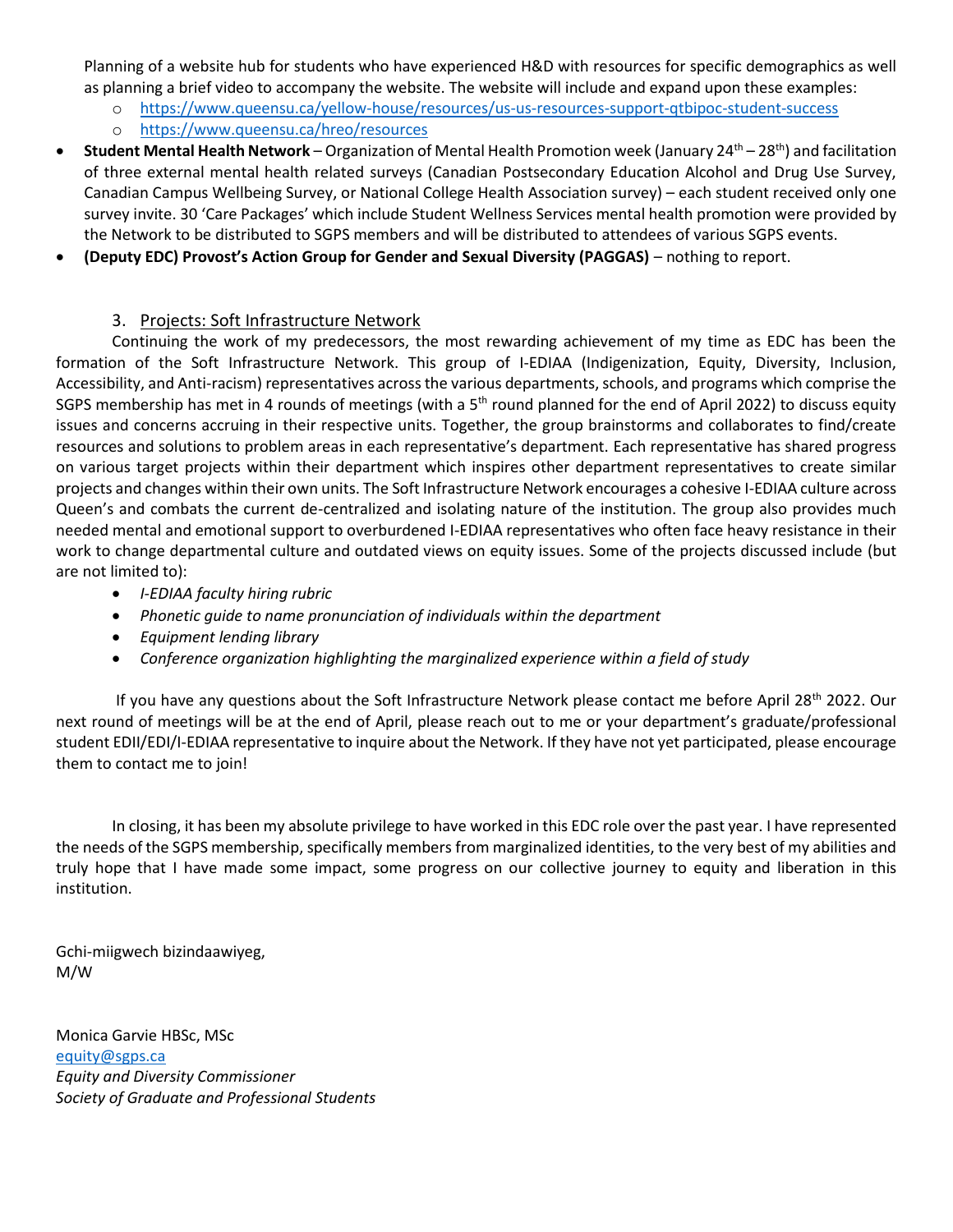Planning of a website hub for students who have experienced H&D with resources for specific demographics as well as planning a brief video to accompany the website. The website will include and expand upon these examples:
  - https://www.queensu.ca/yellow-house/resources/us-us-resources-support-qtbipoc-student-success
  - https://www.queensu.ca/hreo/resources

- **Student Mental Health Network** – Organization of Mental Health Promotion week (January 24th – 28th) and facilitation of three external mental health related surveys (Canadian Postsecondary Education Alcohol and Drug Use Survey, Canadian Campus Wellbeing Survey, or National College Health Association survey) – each student received only one survey invite. 30 'Care Packages' which include Student Wellness Services mental health promotion were provided by the Network to be distributed to SGPS members and will be distributed to attendees of various SGPS events.
- **(Deputy EDC) Provost's Action Group for Gender and Sexual Diversity (PAGGAS)** – nothing to report.

## 3. Projects: Soft Infrastructure Network

Continuing the work of my predecessors, the most rewarding achievement of my time as EDC has been the formation of the Soft Infrastructure Network. This group of I-EDIAA (Indigenization, Equity, Diversity, Inclusion, Accessibility, and Anti-racism) representatives across the various departments, schools, and programs which comprise the SGPS membership has met in 4 rounds of meetings (with a 5th round planned for the end of April 2022) to discuss equity issues and concerns accruing in their respective units. Together, the group brainstorms and collaborates to find/create resources and solutions to problem areas in each representative's department. Each representative has shared progress on various target projects within their department which inspires other department representatives to create similar projects and changes within their own units. The Soft Infrastructure Network encourages a cohesive I-EDIAA culture across Queen's and combats the current de-centralized and isolating nature of the institution. The group also provides much needed mental and emotional support to overburdened I-EDIAA representatives who often face heavy resistance in their work to change departmental culture and outdated views on equity issues. Some of the projects discussed include (but are not limited to):

- *I-EDIAA faculty hiring rubric*
- *Phonetic guide to name pronunciation of individuals within the department*
- *Equipment lending library*
- *Conference organization highlighting the marginalized experience within a field of study*

If you have any questions about the Soft Infrastructure Network please contact me before April 28th 2022. Our next round of meetings will be at the end of April, please reach out to me or your department's graduate/professional student EDII/EDI/I-EDIAA representative to inquire about the Network. If they have not yet participated, please encourage them to contact me to join!

In closing, it has been my absolute privilege to have worked in this EDC role over the past year. I have represented the needs of the SGPS membership, specifically members from marginalized identities, to the very best of my abilities and truly hope that I have made some impact, some progress on our collective journey to equity and liberation in this institution.

Gchi-miigwech bizindaawiyeg,
M/W

Monica Garvie HBSc, MSc
equity@sgps.ca
*Equity and Diversity Commissioner*
*Society of Graduate and Professional Students*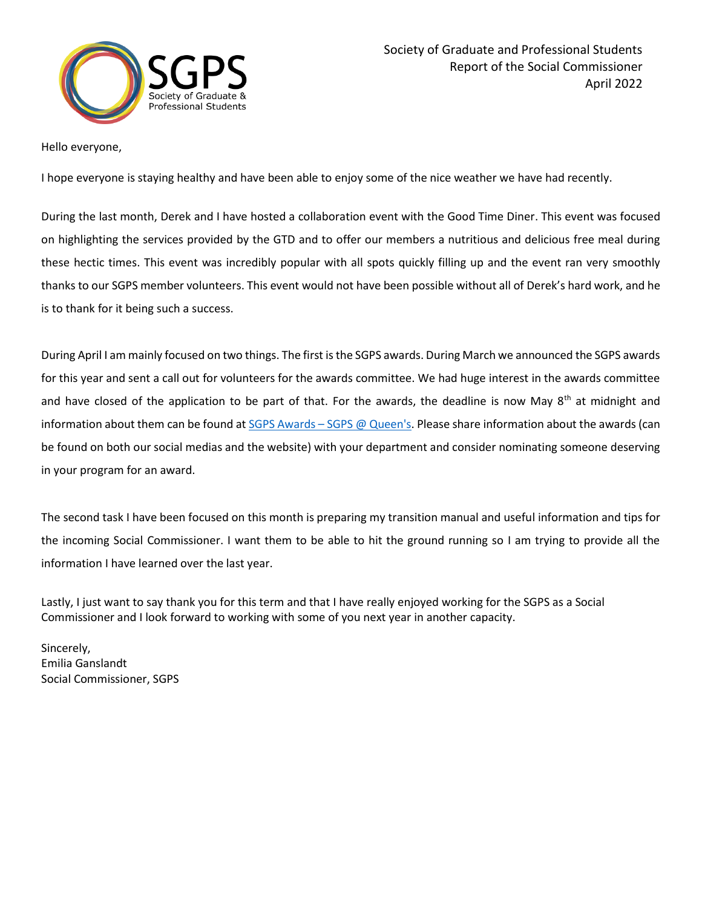Society of Graduate and Professional Students
Report of the Social Commissioner
April 2022

Hello everyone,

I hope everyone is staying healthy and have been able to enjoy some of the nice weather we have had recently.

During the last month, Derek and I have hosted a collaboration event with the Good Time Diner. This event was focused on highlighting the services provided by the GTD and to offer our members a nutritious and delicious free meal during these hectic times. This event was incredibly popular with all spots quickly filling up and the event ran very smoothly thanks to our SGPS member volunteers. This event would not have been possible without all of Derek's hard work, and he is to thank for it being such a success.

During April I am mainly focused on two things. The first is the SGPS awards. During March we announced the SGPS awards for this year and sent a call out for volunteers for the awards committee. We had huge interest in the awards committee and have closed of the application to be part of that. For the awards, the deadline is now May 8th at midnight and information about them can be found at SGPS Awards – SGPS @ Queen's. Please share information about the awards (can be found on both our social medias and the website) with your department and consider nominating someone deserving in your program for an award.

The second task I have been focused on this month is preparing my transition manual and useful information and tips for the incoming Social Commissioner. I want them to be able to hit the ground running so I am trying to provide all the information I have learned over the last year.

Lastly, I just want to say thank you for this term and that I have really enjoyed working for the SGPS as a Social Commissioner and I look forward to working with some of you next year in another capacity.

Sincerely,
Emilia Ganslandt
Social Commissioner, SGPS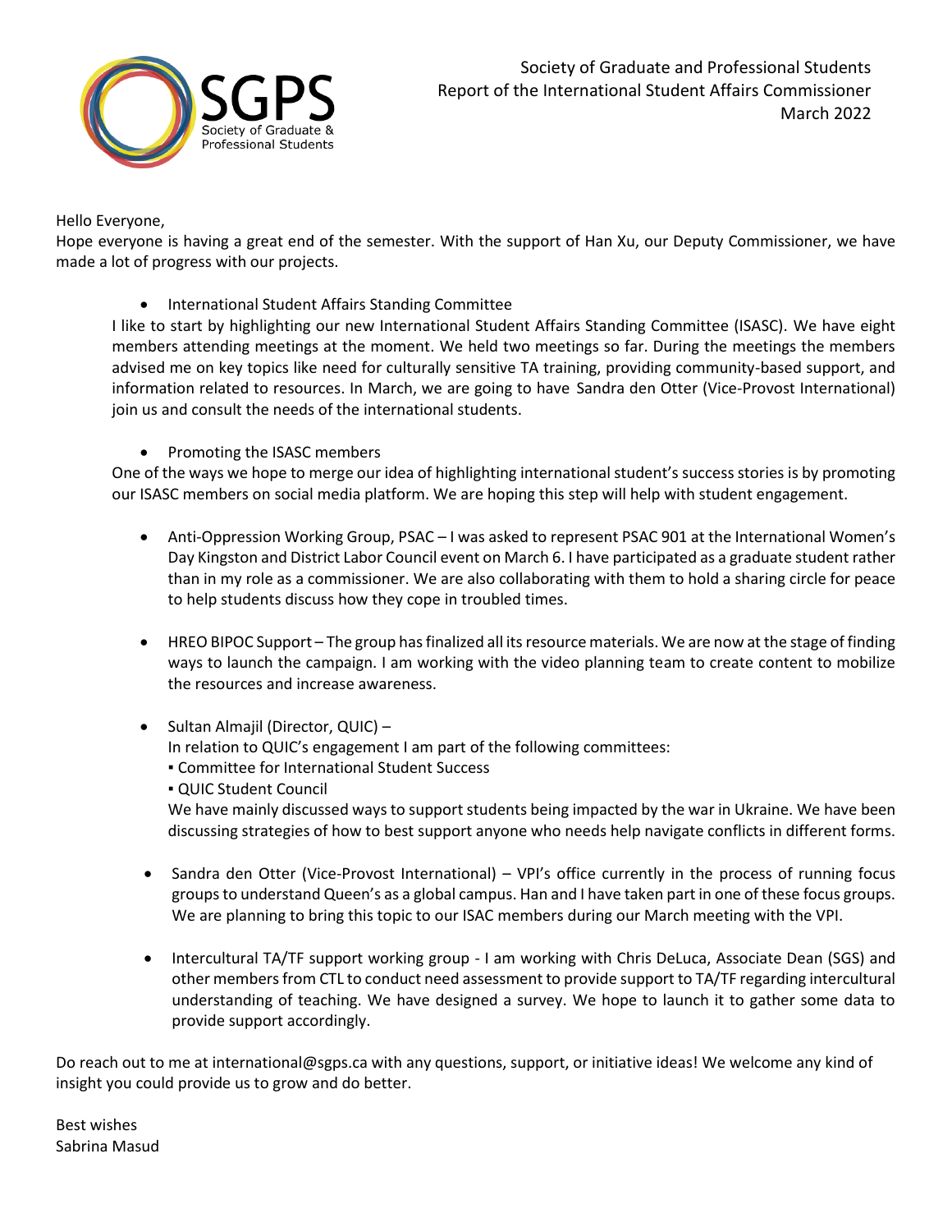Society of Graduate and Professional Students
Report of the International Student Affairs Commissioner
March 2022

Hello Everyone,
Hope everyone is having a great end of the semester. With the support of Han Xu, our Deputy Commissioner, we have made a lot of progress with our projects.

- International Student Affairs Standing Committee

I like to start by highlighting our new International Student Affairs Standing Committee (ISASC). We have eight members attending meetings at the moment. We held two meetings so far. During the meetings the members advised me on key topics like need for culturally sensitive TA training, providing community-based support, and information related to resources. In March, we are going to have Sandra den Otter (Vice-Provost International) join us and consult the needs of the international students.

- Promoting the ISASC members

One of the ways we hope to merge our idea of highlighting international student's success stories is by promoting our ISASC members on social media platform. We are hoping this step will help with student engagement.

- Anti-Oppression Working Group, PSAC – I was asked to represent PSAC 901 at the International Women's Day Kingston and District Labor Council event on March 6. I have participated as a graduate student rather than in my role as a commissioner. We are also collaborating with them to hold a sharing circle for peace to help students discuss how they cope in troubled times.

- HREO BIPOC Support – The group has finalized all its resource materials. We are now at the stage of finding ways to launch the campaign. I am working with the video planning team to create content to mobilize the resources and increase awareness.

- Sultan Almajil (Director, QUIC) –
  In relation to QUIC's engagement I am part of the following committees:
  ▪ Committee for International Student Success
  ▪ QUIC Student Council
  We have mainly discussed ways to support students being impacted by the war in Ukraine. We have been discussing strategies of how to best support anyone who needs help navigate conflicts in different forms.

- Sandra den Otter (Vice-Provost International) – VPI's office currently in the process of running focus groups to understand Queen's as a global campus. Han and I have taken part in one of these focus groups. We are planning to bring this topic to our ISAC members during our March meeting with the VPI.

- Intercultural TA/TF support working group - I am working with Chris DeLuca, Associate Dean (SGS) and other members from CTL to conduct need assessment to provide support to TA/TF regarding intercultural understanding of teaching. We have designed a survey. We hope to launch it to gather some data to provide support accordingly.

Do reach out to me at international@sgps.ca with any questions, support, or initiative ideas! We welcome any kind of insight you could provide us to grow and do better.

Best wishes
Sabrina Masud